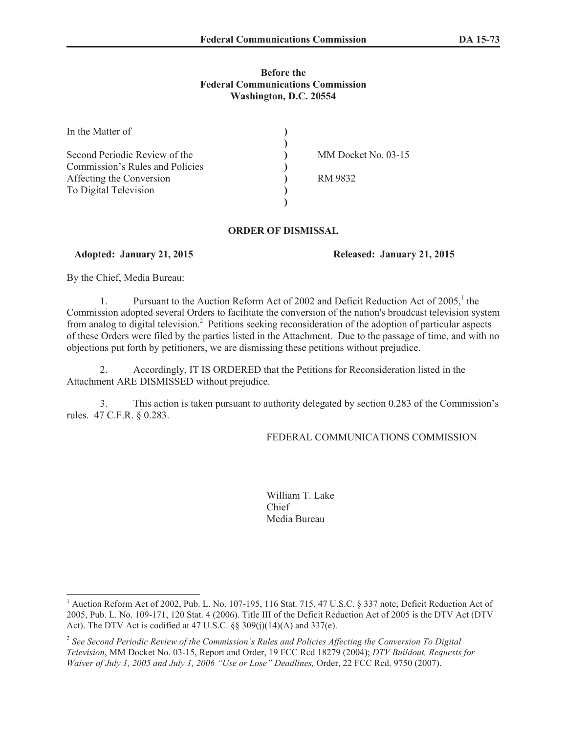**Before the**
**Federal Communications Commission**
**Washington, D.C. 20554**

| In the Matter of | ) | |
|---|---|---|
| | ) | |
| Second Periodic Review of the | ) | MM Docket No. 03-15 |
| Commission's Rules and Policies | ) | |
| Affecting the Conversion | ) | RM 9832 |
| To Digital Television | ) | |
| | ) | |

**ORDER OF DISMISSAL**

**Adopted: January 21, 2015** **Released: January 21, 2015**

By the Chief, Media Bureau:

1. Pursuant to the Auction Reform Act of 2002 and Deficit Reduction Act of 2005,[1] the Commission adopted several Orders to facilitate the conversion of the nation's broadcast television system from analog to digital television.[2] Petitions seeking reconsideration of the adoption of particular aspects of these Orders were filed by the parties listed in the Attachment. Due to the passage of time, and with no objections put forth by petitioners, we are dismissing these petitions without prejudice.

2. Accordingly, IT IS ORDERED that the Petitions for Reconsideration listed in the Attachment ARE DISMISSED without prejudice.

3. This action is taken pursuant to authority delegated by section 0.283 of the Commission's rules. 47 C.F.R. § 0.283.

FEDERAL COMMUNICATIONS COMMISSION

William T. Lake
Chief
Media Bureau

---

[1] Auction Reform Act of 2002, Pub. L. No. 107-195, 116 Stat. 715, 47 U.S.C. § 337 note; Deficit Reduction Act of 2005, Pub. L. No. 109-171, 120 Stat. 4 (2006). Title III of the Deficit Reduction Act of 2005 is the DTV Act (DTV Act). The DTV Act is codified at 47 U.S.C. §§ 309(j)(14)(A) and 337(e).

[2] *See Second Periodic Review of the Commission's Rules and Policies Affecting the Conversion To Digital Television*, MM Docket No. 03-15, Report and Order, 19 FCC Rcd 18279 (2004); *DTV Buildout, Requests for Waiver of July 1, 2005 and July 1, 2006 "Use or Lose" Deadlines,* Order, 22 FCC Rcd. 9750 (2007).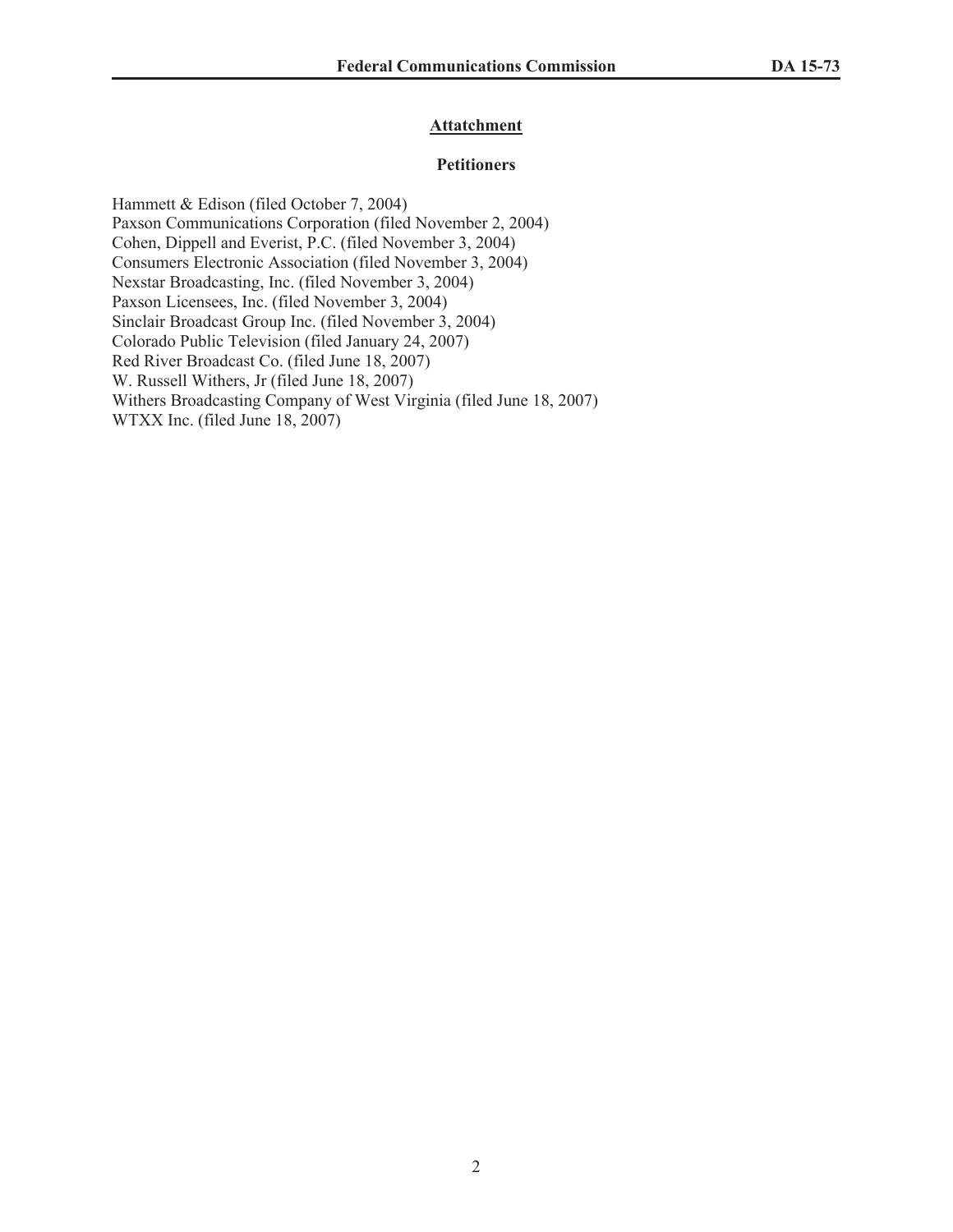## Attatchment

### Petitioners

Hammett & Edison (filed October 7, 2004)
Paxson Communications Corporation (filed November 2, 2004)
Cohen, Dippell and Everist, P.C. (filed November 3, 2004)
Consumers Electronic Association (filed November 3, 2004)
Nexstar Broadcasting, Inc. (filed November 3, 2004)
Paxson Licensees, Inc. (filed November 3, 2004)
Sinclair Broadcast Group Inc. (filed November 3, 2004)
Colorado Public Television (filed January 24, 2007)
Red River Broadcast Co. (filed June 18, 2007)
W. Russell Withers, Jr (filed June 18, 2007)
Withers Broadcasting Company of West Virginia (filed June 18, 2007)
WTXX Inc. (filed June 18, 2007)